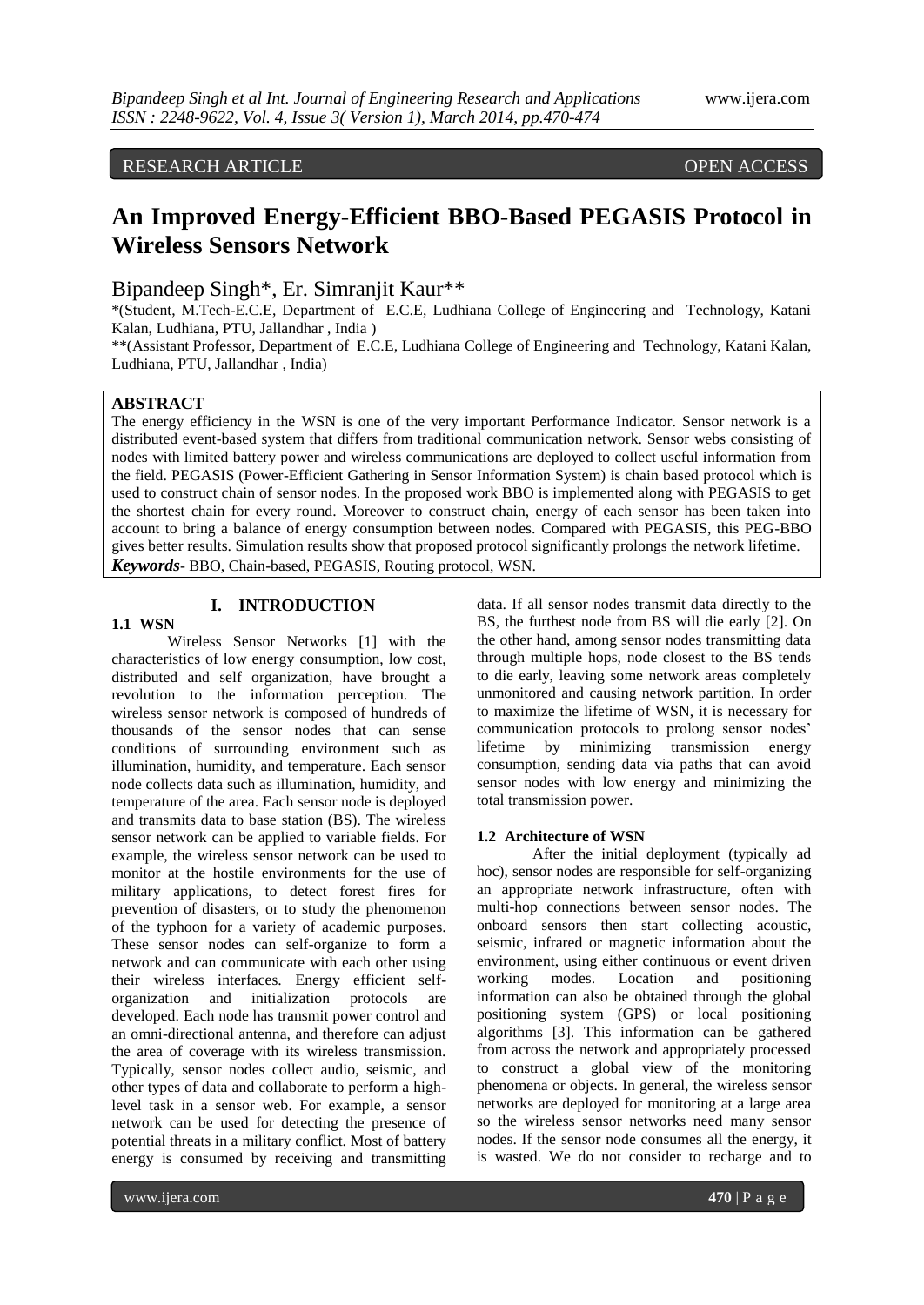RESEARCH ARTICLE OPEN ACCESS

# An Improved Energy-Efficient BBO-Based PEGASIS Protocol in Wireless Sensors Network

Bipandeep Singh*, Er. Simranjit Kaur**

*(Student, M.Tech-E.C.E, Department of E.C.E, Ludhiana College of Engineering and Technology, Katani Kalan, Ludhiana, PTU, Jallandhar , India )

**(Assistant Professor, Department of E.C.E, Ludhiana College of Engineering and Technology, Katani Kalan, Ludhiana, PTU, Jallandhar , India)

## ABSTRACT

The energy efficiency in the WSN is one of the very important Performance Indicator. Sensor network is a distributed event-based system that differs from traditional communication network. Sensor webs consisting of nodes with limited battery power and wireless communications are deployed to collect useful information from the field. PEGASIS (Power-Efficient Gathering in Sensor Information System) is chain based protocol which is used to construct chain of sensor nodes. In the proposed work BBO is implemented along with PEGASIS to get the shortest chain for every round. Moreover to construct chain, energy of each sensor has been taken into account to bring a balance of energy consumption between nodes. Compared with PEGASIS, this PEG-BBO gives better results. Simulation results show that proposed protocol significantly prolongs the network lifetime.

***Keywords*-** BBO, Chain-based, PEGASIS, Routing protocol, WSN.

## I. INTRODUCTION

### 1.1 WSN

Wireless Sensor Networks [1] with the characteristics of low energy consumption, low cost, distributed and self organization, have brought a revolution to the information perception. The wireless sensor network is composed of hundreds of thousands of the sensor nodes that can sense conditions of surrounding environment such as illumination, humidity, and temperature. Each sensor node collects data such as illumination, humidity, and temperature of the area. Each sensor node is deployed and transmits data to base station (BS). The wireless sensor network can be applied to variable fields. For example, the wireless sensor network can be used to monitor at the hostile environments for the use of military applications, to detect forest fires for prevention of disasters, or to study the phenomenon of the typhoon for a variety of academic purposes. These sensor nodes can self-organize to form a network and can communicate with each other using their wireless interfaces. Energy efficient self-organization and initialization protocols are developed. Each node has transmit power control and an omni-directional antenna, and therefore can adjust the area of coverage with its wireless transmission. Typically, sensor nodes collect audio, seismic, and other types of data and collaborate to perform a high-level task in a sensor web. For example, a sensor network can be used for detecting the presence of potential threats in a military conflict. Most of battery energy is consumed by receiving and transmitting data. If all sensor nodes transmit data directly to the BS, the furthest node from BS will die early [2]. On the other hand, among sensor nodes transmitting data through multiple hops, node closest to the BS tends to die early, leaving some network areas completely unmonitored and causing network partition. In order to maximize the lifetime of WSN, it is necessary for communication protocols to prolong sensor nodes' lifetime by minimizing transmission energy consumption, sending data via paths that can avoid sensor nodes with low energy and minimizing the total transmission power.

### 1.2 Architecture of WSN

After the initial deployment (typically ad hoc), sensor nodes are responsible for self-organizing an appropriate network infrastructure, often with multi-hop connections between sensor nodes. The onboard sensors then start collecting acoustic, seismic, infrared or magnetic information about the environment, using either continuous or event driven working modes. Location and positioning information can also be obtained through the global positioning system (GPS) or local positioning algorithms [3]. This information can be gathered from across the network and appropriately processed to construct a global view of the monitoring phenomena or objects. In general, the wireless sensor networks are deployed for monitoring at a large area so the wireless sensor networks need many sensor nodes. If the sensor node consumes all the energy, it is wasted. We do not consider to recharge and to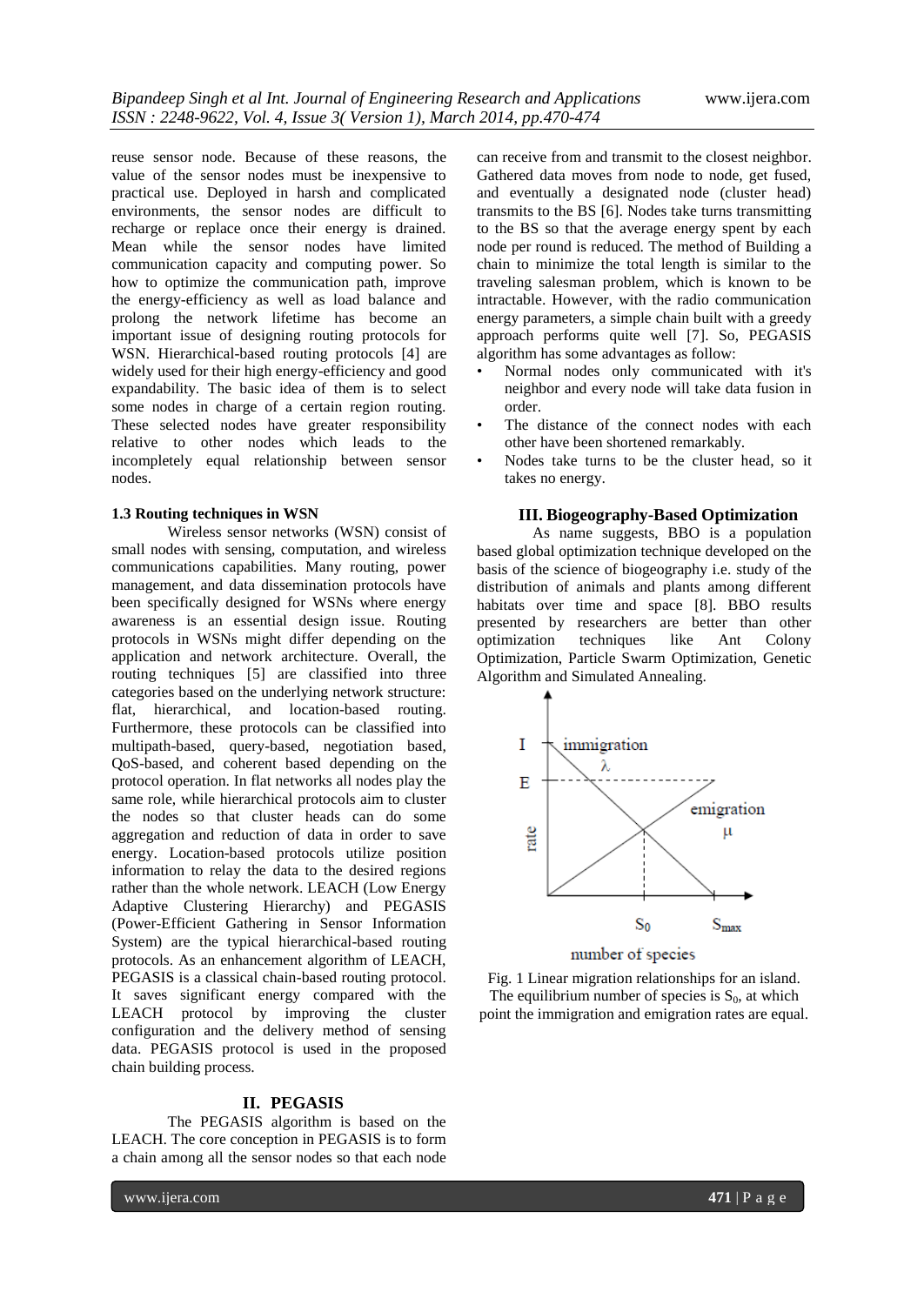reuse sensor node. Because of these reasons, the value of the sensor nodes must be inexpensive to practical use. Deployed in harsh and complicated environments, the sensor nodes are difficult to recharge or replace once their energy is drained. Mean while the sensor nodes have limited communication capacity and computing power. So how to optimize the communication path, improve the energy-efficiency as well as load balance and prolong the network lifetime has become an important issue of designing routing protocols for WSN. Hierarchical-based routing protocols [4] are widely used for their high energy-efficiency and good expandability. The basic idea of them is to select some nodes in charge of a certain region routing. These selected nodes have greater responsibility relative to other nodes which leads to the incompletely equal relationship between sensor nodes.

#### 1.3 Routing techniques in WSN

Wireless sensor networks (WSN) consist of small nodes with sensing, computation, and wireless communications capabilities. Many routing, power management, and data dissemination protocols have been specifically designed for WSNs where energy awareness is an essential design issue. Routing protocols in WSNs might differ depending on the application and network architecture. Overall, the routing techniques [5] are classified into three categories based on the underlying network structure: flat, hierarchical, and location-based routing. Furthermore, these protocols can be classified into multipath-based, query-based, negotiation based, QoS-based, and coherent based depending on the protocol operation. In flat networks all nodes play the same role, while hierarchical protocols aim to cluster the nodes so that cluster heads can do some aggregation and reduction of data in order to save energy. Location-based protocols utilize position information to relay the data to the desired regions rather than the whole network. LEACH (Low Energy Adaptive Clustering Hierarchy) and PEGASIS (Power-Efficient Gathering in Sensor Information System) are the typical hierarchical-based routing protocols. As an enhancement algorithm of LEACH, PEGASIS is a classical chain-based routing protocol. It saves significant energy compared with the LEACH protocol by improving the cluster configuration and the delivery method of sensing data. PEGASIS protocol is used in the proposed chain building process.

## II. PEGASIS

The PEGASIS algorithm is based on the LEACH. The core conception in PEGASIS is to form a chain among all the sensor nodes so that each node can receive from and transmit to the closest neighbor. Gathered data moves from node to node, get fused, and eventually a designated node (cluster head) transmits to the BS [6]. Nodes take turns transmitting to the BS so that the average energy spent by each node per round is reduced. The method of Building a chain to minimize the total length is similar to the traveling salesman problem, which is known to be intractable. However, with the radio communication energy parameters, a simple chain built with a greedy approach performs quite well [7]. So, PEGASIS algorithm has some advantages as follow:

- Normal nodes only communicated with it's neighbor and every node will take data fusion in order.
- The distance of the connect nodes with each other have been shortened remarkably.
- Nodes take turns to be the cluster head, so it takes no energy.

## III. Biogeography-Based Optimization

As name suggests, BBO is a population based global optimization technique developed on the basis of the science of biogeography i.e. study of the distribution of animals and plants among different habitats over time and space [8]. BBO results presented by researchers are better than other optimization techniques like Ant Colony Optimization, Particle Swarm Optimization, Genetic Algorithm and Simulated Annealing.

Fig. 1 Linear migration relationships for an island. The equilibrium number of species is $S_0$, at which point the immigration and emigration rates are equal.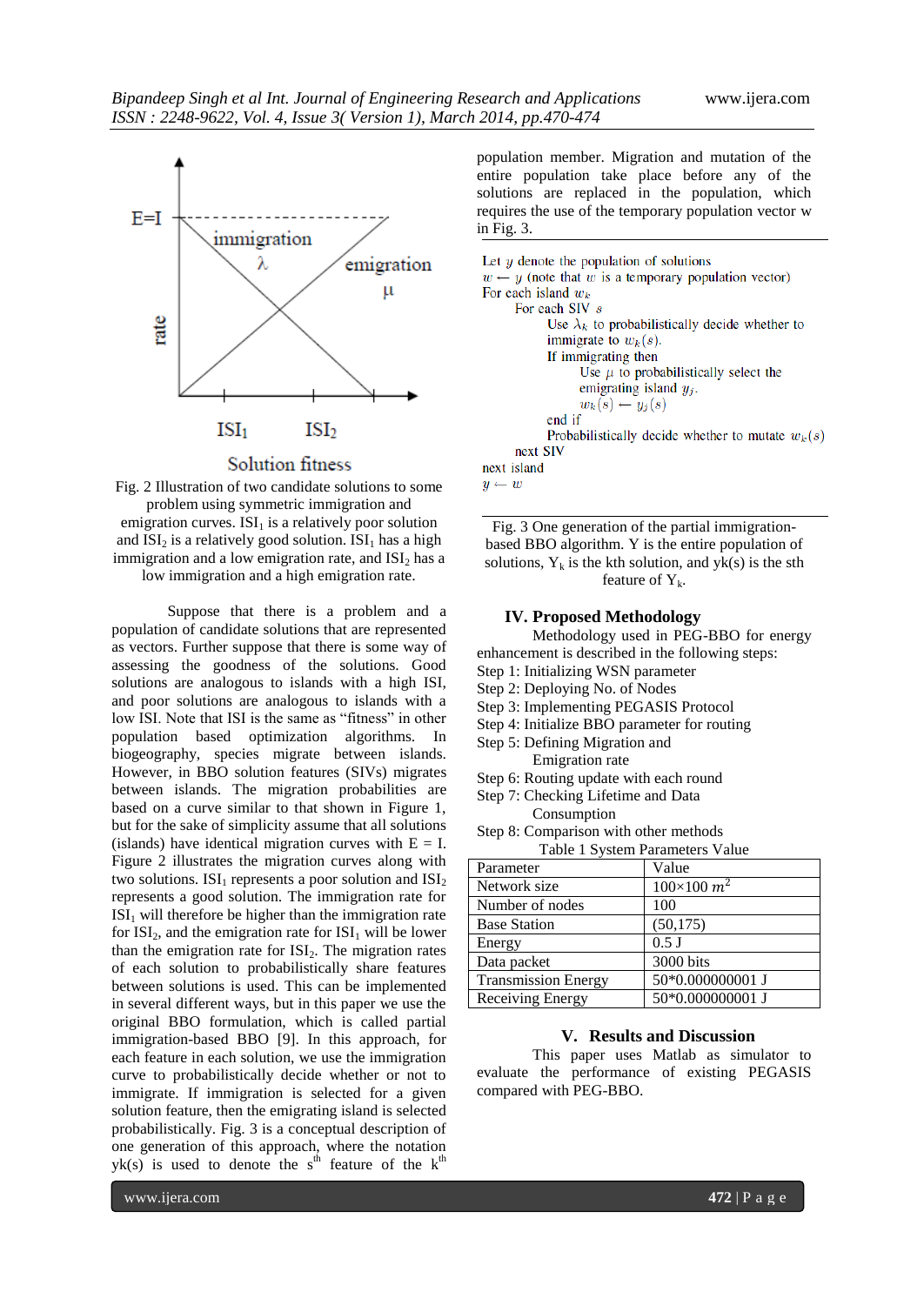Fig. 2 Illustration of two candidate solutions to some problem using symmetric immigration and emigration curves. $ISI_1$ is a relatively poor solution and $ISI_2$ is a relatively good solution. $ISI_1$ has a high immigration and a low emigration rate, and $ISI_2$ has a low immigration and a high emigration rate.

Suppose that there is a problem and a population of candidate solutions that are represented as vectors. Further suppose that there is some way of assessing the goodness of the solutions. Good solutions are analogous to islands with a high ISI, and poor solutions are analogous to islands with a low ISI. Note that ISI is the same as "fitness" in other population based optimization algorithms. In biogeography, species migrate between islands. However, in BBO solution features (SIVs) migrates between islands. The migration probabilities are based on a curve similar to that shown in Figure 1, but for the sake of simplicity assume that all solutions (islands) have identical migration curves with E = I. Figure 2 illustrates the migration curves along with two solutions. $ISI_1$ represents a poor solution and $ISI_2$ represents a good solution. The immigration rate for $ISI_1$ will therefore be higher than the immigration rate for $ISI_2$, and the emigration rate for $ISI_1$ will be lower than the emigration rate for $ISI_2$. The migration rates of each solution to probabilistically share features between solutions is used. This can be implemented in several different ways, but in this paper we use the original BBO formulation, which is called partial immigration-based BBO [9]. In this approach, for each feature in each solution, we use the immigration curve to probabilistically decide whether or not to immigrate. If immigration is selected for a given solution feature, then the emigrating island is selected probabilistically. Fig. 3 is a conceptual description of one generation of this approach, where the notation yk(s) is used to denote the $s^{th}$ feature of the $k^{th}$ population member. Migration and mutation of the entire population take place before any of the solutions are replaced in the population, which requires the use of the temporary population vector w in Fig. 3.

```
Let y denote the population of solutions
w ← y (note that w is a temporary population vector)
For each island w_k
    For each SIV s
        Use λ_k to probabilistically decide whether to
        immigrate to w_k(s).
        If immigrating then
            Use μ to probabilistically select the
            emigrating island y_j.
            w_k(s) ← y_j(s)
        end if
        Probabilistically decide whether to mutate w_k(s)
    next SIV
next island
y ← w
```

Fig. 3 One generation of the partial immigration-based BBO algorithm. Y is the entire population of solutions, $Y_k$ is the kth solution, and yk(s) is the sth feature of $Y_k$.

## IV. Proposed Methodology

Methodology used in PEG-BBO for energy enhancement is described in the following steps:

Step 1: Initializing WSN parameter  
Step 2: Deploying No. of Nodes  
Step 3: Implementing PEGASIS Protocol  
Step 4: Initialize BBO parameter for routing  
Step 5: Defining Migration and Emigration rate  
Step 6: Routing update with each round  
Step 7: Checking Lifetime and Data Consumption  
Step 8: Comparison with other methods

Table 1 System Parameters Value

| Parameter | Value |
|---|---|
| Network size | 100×100 $m^2$ |
| Number of nodes | 100 |
| Base Station | (50,175) |
| Energy | 0.5 J |
| Data packet | 3000 bits |
| Transmission Energy | 50*0.000000001 J |
| Receiving Energy | 50*0.000000001 J |

## V. Results and Discussion

This paper uses Matlab as simulator to evaluate the performance of existing PEGASIS compared with PEG-BBO.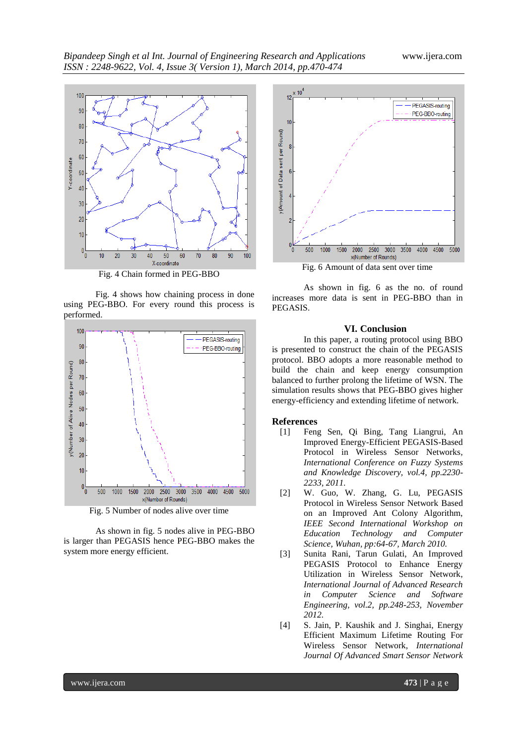Fig. 4 Chain formed in PEG-BBO

Fig. 4 shows how chaining process in done using PEG-BBO. For every round this process is performed.

Fig. 5 Number of nodes alive over time

As shown in fig. 5 nodes alive in PEG-BBO is larger than PEGASIS hence PEG-BBO makes the system more energy efficient.

Fig. 6 Amount of data sent over time

As shown in fig. 6 as the no. of round increases more data is sent in PEG-BBO than in PEGASIS.

## VI. Conclusion

In this paper, a routing protocol using BBO is presented to construct the chain of the PEGASIS protocol. BBO adopts a more reasonable method to build the chain and keep energy consumption balanced to further prolong the lifetime of WSN. The simulation results shows that PEG-BBO gives higher energy-efficiency and extending lifetime of network.

## References

[1] Feng Sen, Qi Bing, Tang Liangrui, An Improved Energy-Efficient PEGASIS-Based Protocol in Wireless Sensor Networks, *International Conference on Fuzzy Systems and Knowledge Discovery, vol.4, pp.2230-2233, 2011.*

[2] W. Guo, W. Zhang, G. Lu, PEGASIS Protocol in Wireless Sensor Network Based on an Improved Ant Colony Algorithm, *IEEE Second International Workshop on Education Technology and Computer Science, Wuhan, pp:64-67, March 2010.*

[3] Sunita Rani, Tarun Gulati, An Improved PEGASIS Protocol to Enhance Energy Utilization in Wireless Sensor Network, *International Journal of Advanced Research in Computer Science and Software Engineering, vol.2, pp.248-253, November 2012.*

[4] S. Jain, P. Kaushik and J. Singhai, Energy Efficient Maximum Lifetime Routing For Wireless Sensor Network, *International Journal Of Advanced Smart Sensor Network*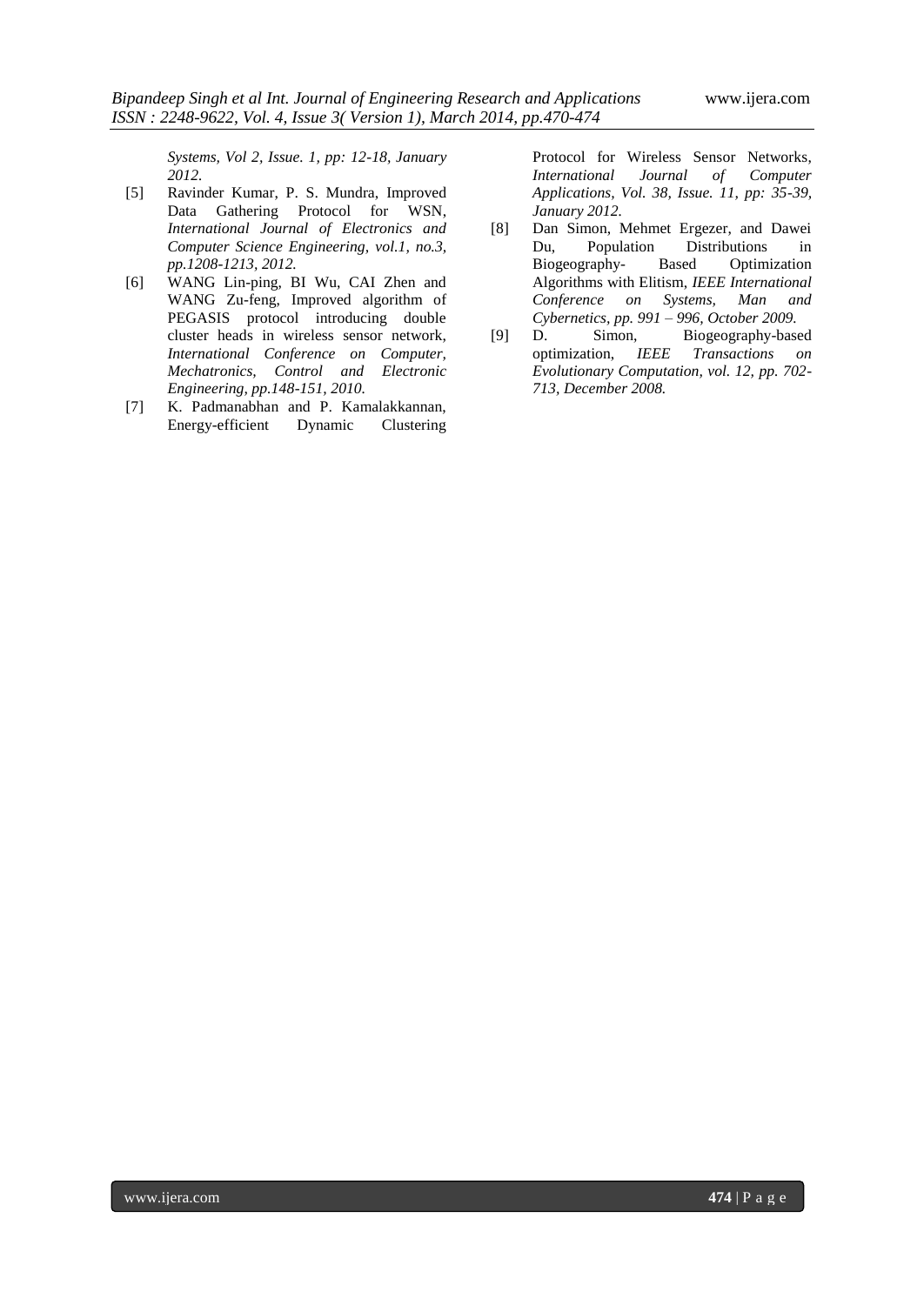*Systems, Vol 2, Issue. 1, pp: 12-18, January 2012.*

[5] Ravinder Kumar, P. S. Mundra, Improved Data Gathering Protocol for WSN, *International Journal of Electronics and Computer Science Engineering, vol.1, no.3, pp.1208-1213, 2012.*

[6] WANG Lin-ping, BI Wu, CAI Zhen and WANG Zu-feng, Improved algorithm of PEGASIS protocol introducing double cluster heads in wireless sensor network, *International Conference on Computer, Mechatronics, Control and Electronic Engineering, pp.148-151, 2010.*

[7] K. Padmanabhan and P. Kamalakkannan, Energy-efficient Dynamic Clustering Protocol for Wireless Sensor Networks, *International Journal of Computer Applications, Vol. 38, Issue. 11, pp: 35-39, January 2012.*

[8] Dan Simon, Mehmet Ergezer, and Dawei Du, Population Distributions in Biogeography- Based Optimization Algorithms with Elitism, *IEEE International Conference on Systems, Man and Cybernetics, pp. 991 – 996, October 2009.*

[9] D. Simon, Biogeography-based optimization, *IEEE Transactions on Evolutionary Computation, vol. 12, pp. 702-713, December 2008.*